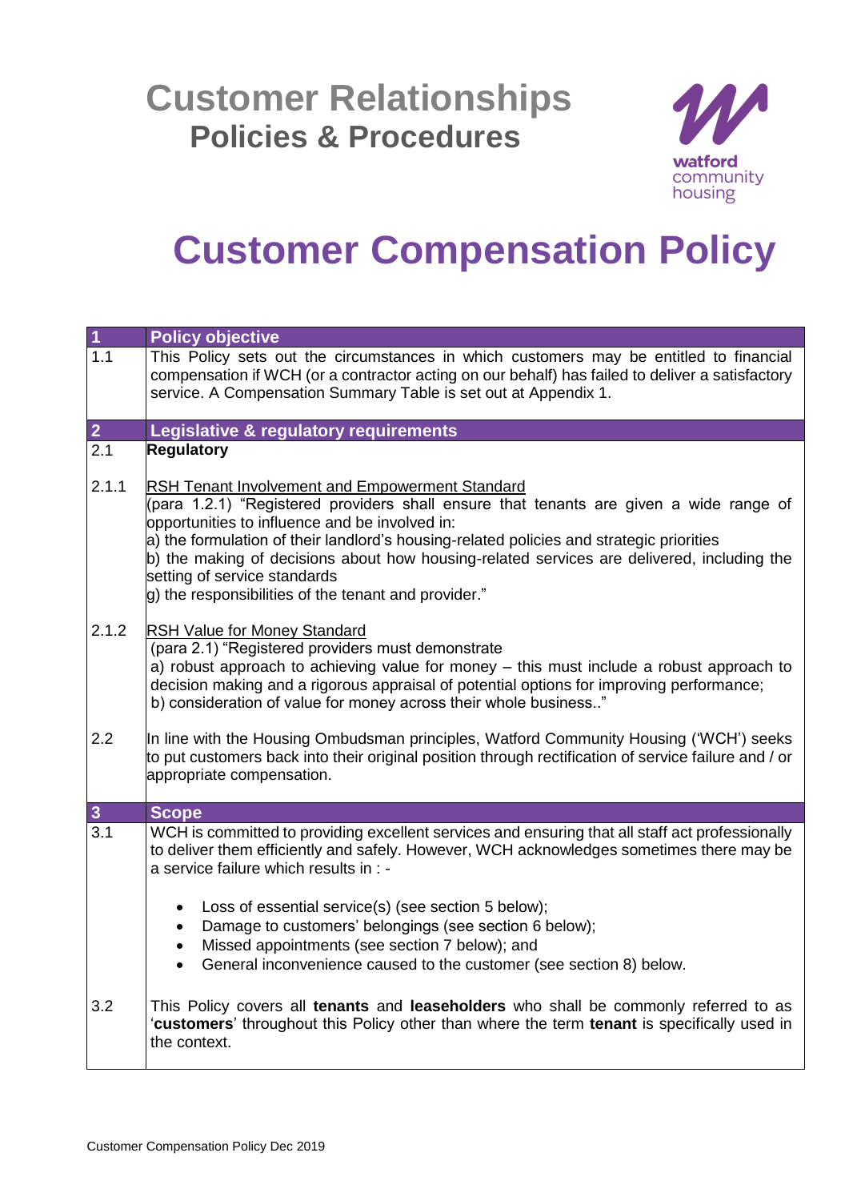# Customer Relationships
## Policies & Procedures

watford community housing

# Customer Compensation Policy

| | |
|---|---|
| **1** | **Policy objective** |
| 1.1 | This Policy sets out the circumstances in which customers may be entitled to financial compensation if WCH (or a contractor acting on our behalf) has failed to deliver a satisfactory service. A Compensation Summary Table is set out at Appendix 1. |
| **2** | **Legislative & regulatory requirements** |
| 2.1 | **Regulatory** |
| 2.1.1 | RSH Tenant Involvement and Empowerment Standard<br>(para 1.2.1) "Registered providers shall ensure that tenants are given a wide range of opportunities to influence and be involved in:<br>a) the formulation of their landlord's housing-related policies and strategic priorities<br>b) the making of decisions about how housing-related services are delivered, including the setting of service standards<br>g) the responsibilities of the tenant and provider." |
| 2.1.2 | RSH Value for Money Standard<br>(para 2.1) "Registered providers must demonstrate<br>a) robust approach to achieving value for money – this must include a robust approach to decision making and a rigorous appraisal of potential options for improving performance;<br>b) consideration of value for money across their whole business.." |
| 2.2 | In line with the Housing Ombudsman principles, Watford Community Housing ('WCH') seeks to put customers back into their original position through rectification of service failure and / or appropriate compensation. |
| **3** | **Scope** |
| 3.1 | WCH is committed to providing excellent services and ensuring that all staff act professionally to deliver them efficiently and safely. However, WCH acknowledges sometimes there may be a service failure which results in : -<br><br>• Loss of essential service(s) (see section 5 below);<br>• Damage to customers' belongings (see section 6 below);<br>• Missed appointments (see section 7 below); and<br>• General inconvenience caused to the customer (see section 8) below. |
| 3.2 | This Policy covers all **tenants** and **leaseholders** who shall be commonly referred to as '**customers**' throughout this Policy other than where the term **tenant** is specifically used in the context. |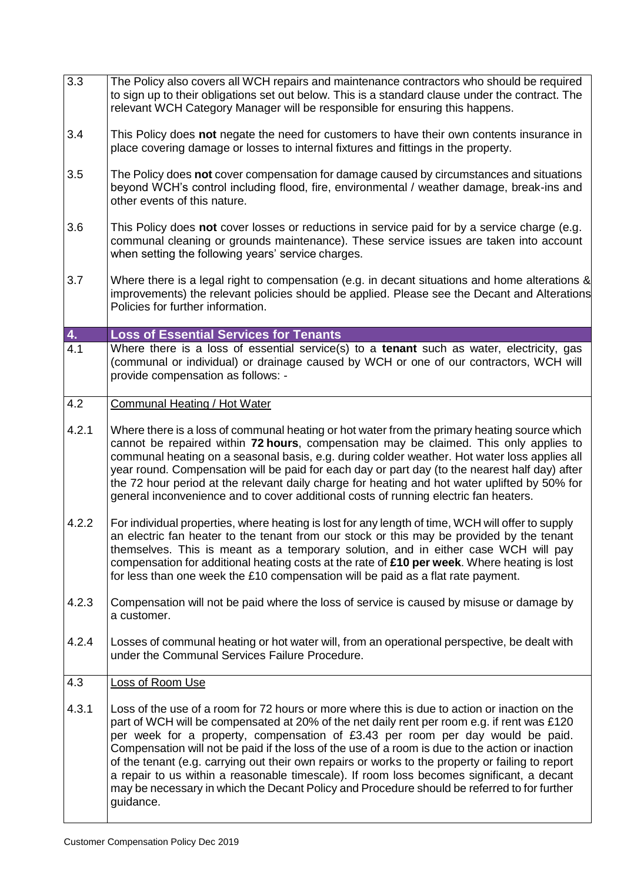| | |
|---|---|
| 3.3 | The Policy also covers all WCH repairs and maintenance contractors who should be required to sign up to their obligations set out below. This is a standard clause under the contract. The relevant WCH Category Manager will be responsible for ensuring this happens. |
| 3.4 | This Policy does **not** negate the need for customers to have their own contents insurance in place covering damage or losses to internal fixtures and fittings in the property. |
| 3.5 | The Policy does **not** cover compensation for damage caused by circumstances and situations beyond WCH's control including flood, fire, environmental / weather damage, break-ins and other events of this nature. |
| 3.6 | This Policy does **not** cover losses or reductions in service paid for by a service charge (e.g. communal cleaning or grounds maintenance). These service issues are taken into account when setting the following years' service charges. |
| 3.7 | Where there is a legal right to compensation (e.g. in decant situations and home alterations & improvements) the relevant policies should be applied. Please see the Decant and Alterations Policies for further information. |
| **4.** | **Loss of Essential Services for Tenants** |
| 4.1 | Where there is a loss of essential service(s) to a **tenant** such as water, electricity, gas (communal or individual) or drainage caused by WCH or one of our contractors, WCH will provide compensation as follows: - |
| 4.2 | Communal Heating / Hot Water |
| 4.2.1 | Where there is a loss of communal heating or hot water from the primary heating source which cannot be repaired within **72 hours**, compensation may be claimed. This only applies to communal heating on a seasonal basis, e.g. during colder weather. Hot water loss applies all year round. Compensation will be paid for each day or part day (to the nearest half day) after the 72 hour period at the relevant daily charge for heating and hot water uplifted by 50% for general inconvenience and to cover additional costs of running electric fan heaters. |
| 4.2.2 | For individual properties, where heating is lost for any length of time, WCH will offer to supply an electric fan heater to the tenant from our stock or this may be provided by the tenant themselves. This is meant as a temporary solution, and in either case WCH will pay compensation for additional heating costs at the rate of **£10 per week**. Where heating is lost for less than one week the £10 compensation will be paid as a flat rate payment. |
| 4.2.3 | Compensation will not be paid where the loss of service is caused by misuse or damage by a customer. |
| 4.2.4 | Losses of communal heating or hot water will, from an operational perspective, be dealt with under the Communal Services Failure Procedure. |
| 4.3 | Loss of Room Use |
| 4.3.1 | Loss of the use of a room for 72 hours or more where this is due to action or inaction on the part of WCH will be compensated at 20% of the net daily rent per room e.g. if rent was £120 per week for a property, compensation of £3.43 per room per day would be paid. Compensation will not be paid if the loss of the use of a room is due to the action or inaction of the tenant (e.g. carrying out their own repairs or works to the property or failing to report a repair to us within a reasonable timescale). If room loss becomes significant, a decant may be necessary in which the Decant Policy and Procedure should be referred to for further guidance. |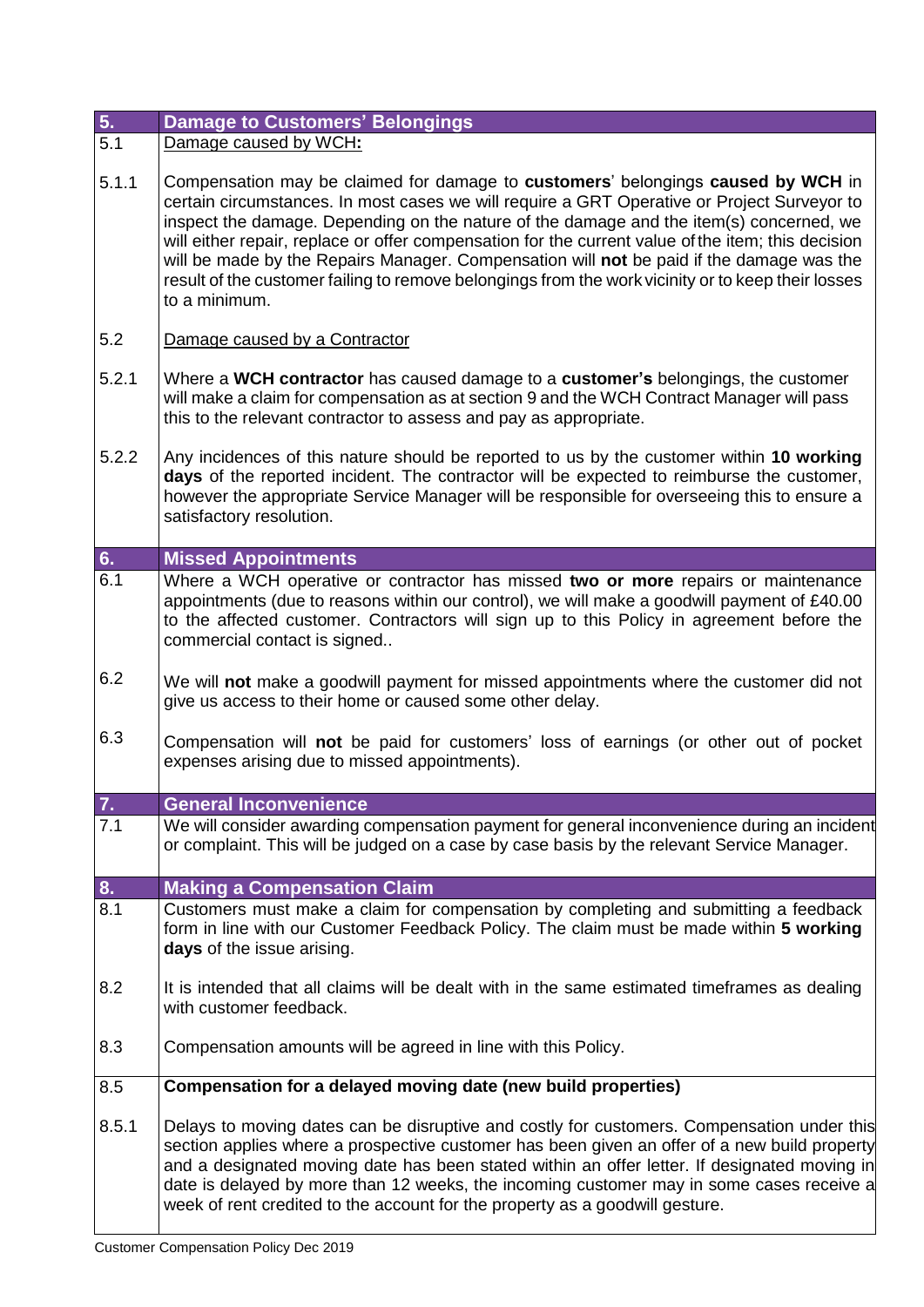| | |
|---|---|
| **5.** | **Damage to Customers' Belongings** |
| 5.1 | Damage caused by WCH**:** |
| 5.1.1 | Compensation may be claimed for damage to **customers**' belongings **caused by WCH** in certain circumstances. In most cases we will require a GRT Operative or Project Surveyor to inspect the damage. Depending on the nature of the damage and the item(s) concerned, we will either repair, replace or offer compensation for the current value of the item; this decision will be made by the Repairs Manager. Compensation will **not** be paid if the damage was the result of the customer failing to remove belongings from the work vicinity or to keep their losses to a minimum. |
| 5.2 | Damage caused by a Contractor |
| 5.2.1 | Where a **WCH contractor** has caused damage to a **customer's** belongings, the customer will make a claim for compensation as at section 9 and the WCH Contract Manager will pass this to the relevant contractor to assess and pay as appropriate. |
| 5.2.2 | Any incidences of this nature should be reported to us by the customer within **10 working days** of the reported incident. The contractor will be expected to reimburse the customer, however the appropriate Service Manager will be responsible for overseeing this to ensure a satisfactory resolution. |
| **6.** | **Missed Appointments** |
| 6.1 | Where a WCH operative or contractor has missed **two or more** repairs or maintenance appointments (due to reasons within our control), we will make a goodwill payment of £40.00 to the affected customer. Contractors will sign up to this Policy in agreement before the commercial contact is signed.. |
| 6.2 | We will **not** make a goodwill payment for missed appointments where the customer did not give us access to their home or caused some other delay. |
| 6.3 | Compensation will **not** be paid for customers' loss of earnings (or other out of pocket expenses arising due to missed appointments). |
| **7.** | **General Inconvenience** |
| 7.1 | We will consider awarding compensation payment for general inconvenience during an incident or complaint. This will be judged on a case by case basis by the relevant Service Manager. |
| **8.** | **Making a Compensation Claim** |
| 8.1 | Customers must make a claim for compensation by completing and submitting a feedback form in line with our Customer Feedback Policy. The claim must be made within **5 working days** of the issue arising. |
| 8.2 | It is intended that all claims will be dealt with in the same estimated timeframes as dealing with customer feedback. |
| 8.3 | Compensation amounts will be agreed in line with this Policy. |
| 8.5 | **Compensation for a delayed moving date (new build properties)** |
| 8.5.1 | Delays to moving dates can be disruptive and costly for customers. Compensation under this section applies where a prospective customer has been given an offer of a new build property and a designated moving date has been stated within an offer letter. If designated moving in date is delayed by more than 12 weeks, the incoming customer may in some cases receive a week of rent credited to the account for the property as a goodwill gesture. |

Customer Compensation Policy Dec 2019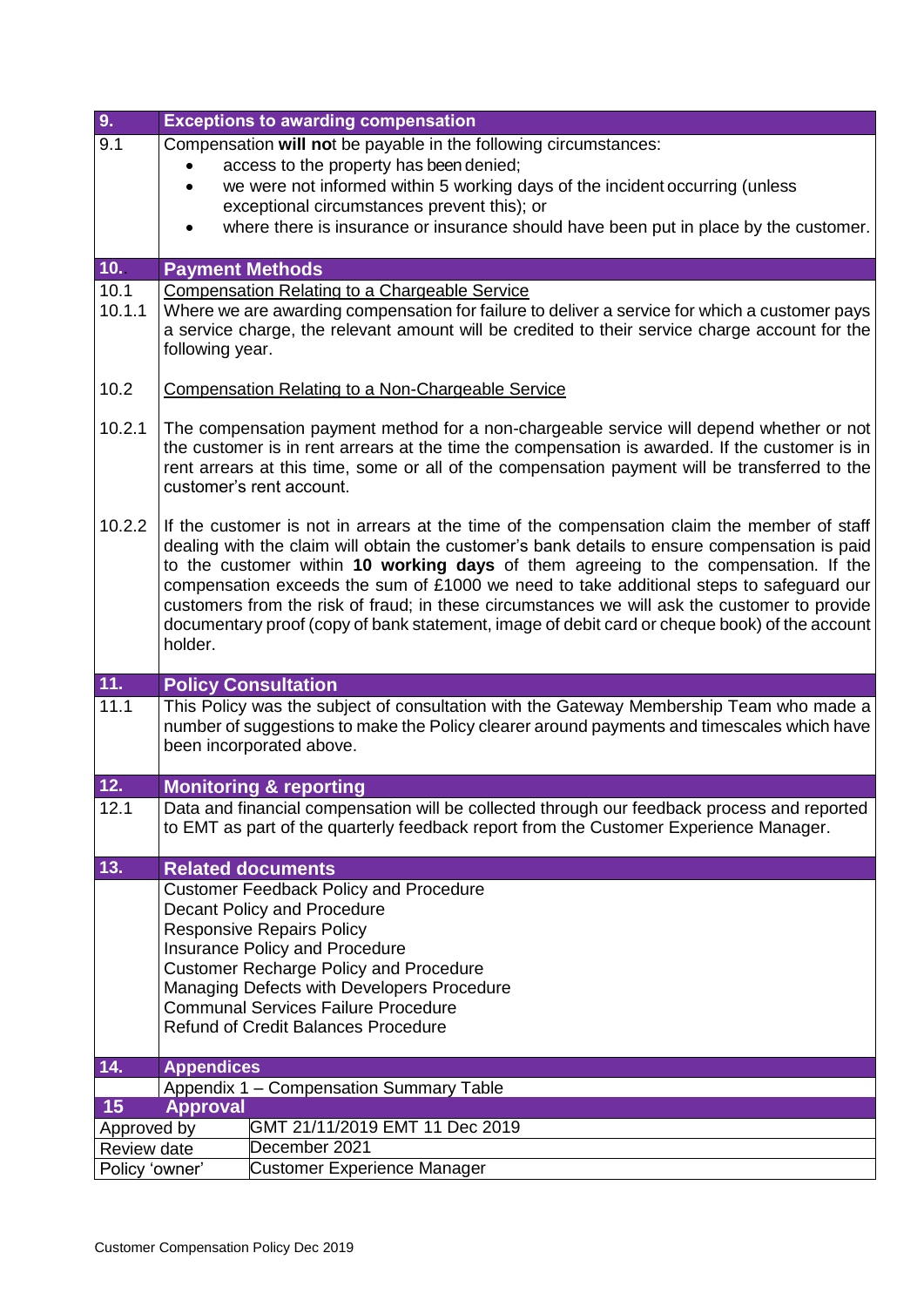## 9. Exceptions to awarding compensation

9.1 Compensation **will not** be payable in the following circumstances:

- access to the property has been denied;
- we were not informed within 5 working days of the incident occurring (unless exceptional circumstances prevent this); or
- where there is insurance or insurance should have been put in place by the customer.

## 10. Payment Methods

10.1 Compensation Relating to a Chargeable Service

10.1.1 Where we are awarding compensation for failure to deliver a service for which a customer pays a service charge, the relevant amount will be credited to their service charge account for the following year.

10.2 Compensation Relating to a Non-Chargeable Service

10.2.1 The compensation payment method for a non-chargeable service will depend whether or not the customer is in rent arrears at the time the compensation is awarded. If the customer is in rent arrears at this time, some or all of the compensation payment will be transferred to the customer's rent account.

10.2.2 If the customer is not in arrears at the time of the compensation claim the member of staff dealing with the claim will obtain the customer's bank details to ensure compensation is paid to the customer within **10 working days** of them agreeing to the compensation. If the compensation exceeds the sum of £1000 we need to take additional steps to safeguard our customers from the risk of fraud; in these circumstances we will ask the customer to provide documentary proof (copy of bank statement, image of debit card or cheque book) of the account holder.

## 11. Policy Consultation

11.1 This Policy was the subject of consultation with the Gateway Membership Team who made a number of suggestions to make the Policy clearer around payments and timescales which have been incorporated above.

## 12. Monitoring & reporting

12.1 Data and financial compensation will be collected through our feedback process and reported to EMT as part of the quarterly feedback report from the Customer Experience Manager.

## 13. Related documents

Customer Feedback Policy and Procedure
Decant Policy and Procedure
Responsive Repairs Policy
Insurance Policy and Procedure
Customer Recharge Policy and Procedure
Managing Defects with Developers Procedure
Communal Services Failure Procedure
Refund of Credit Balances Procedure

## 14. Appendices

Appendix 1 – Compensation Summary Table

## 15 Approval

| | |
|---|---|
| Approved by | GMT 21/11/2019 EMT 11 Dec 2019 |
| Review date | December 2021 |
| Policy 'owner' | Customer Experience Manager |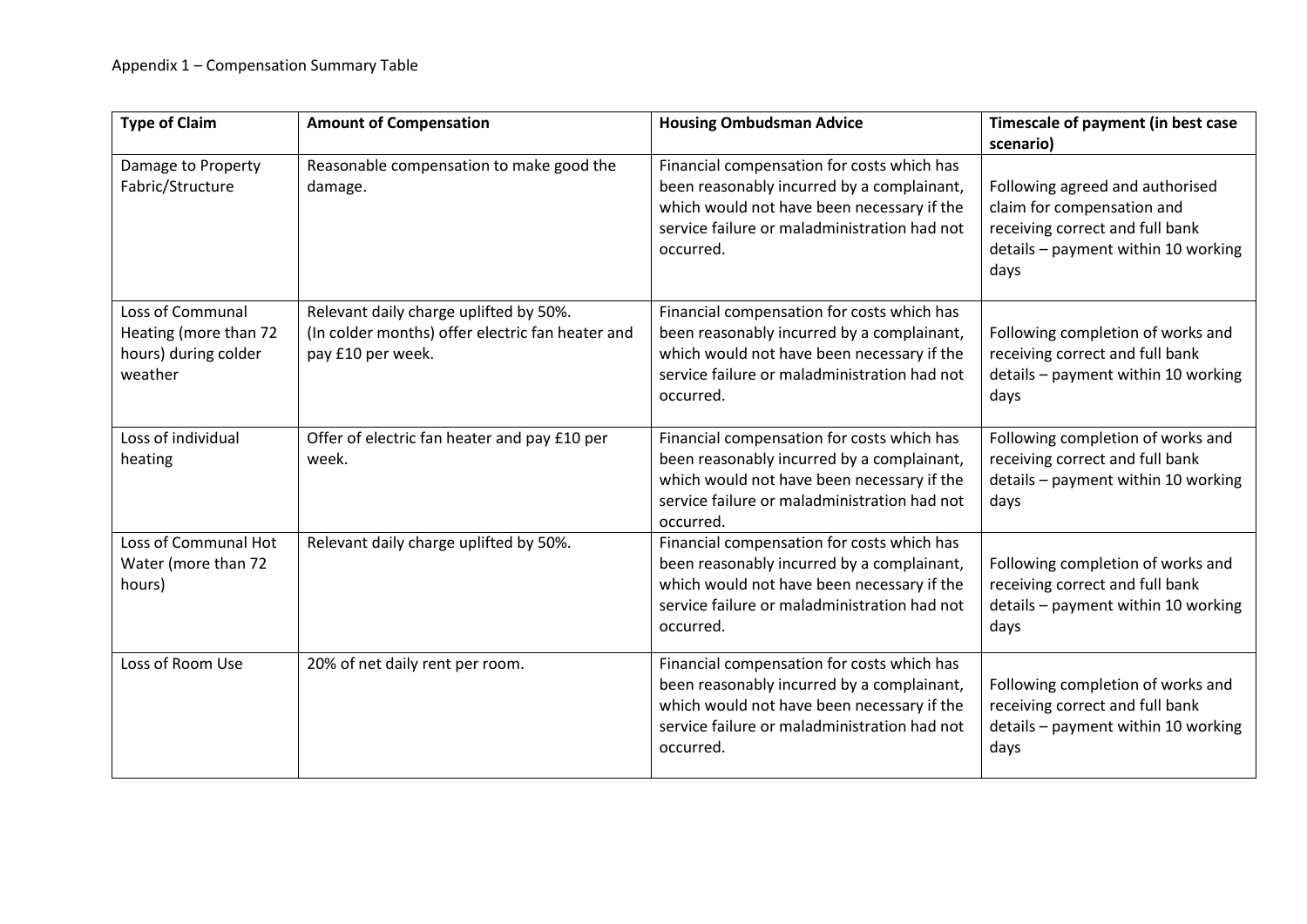Appendix 1 – Compensation Summary Table

| Type of Claim | Amount of Compensation | Housing Ombudsman Advice | Timescale of payment (in best case scenario) |
|---|---|---|---|
| Damage to Property Fabric/Structure | Reasonable compensation to make good the damage. | Financial compensation for costs which has been reasonably incurred by a complainant, which would not have been necessary if the service failure or maladministration had not occurred. | Following agreed and authorised claim for compensation and receiving correct and full bank details – payment within 10 working days |
| Loss of Communal Heating (more than 72 hours) during colder weather | Relevant daily charge uplifted by 50%. (In colder months) offer electric fan heater and pay £10 per week. | Financial compensation for costs which has been reasonably incurred by a complainant, which would not have been necessary if the service failure or maladministration had not occurred. | Following completion of works and receiving correct and full bank details – payment within 10 working days |
| Loss of individual heating | Offer of electric fan heater and pay £10 per week. | Financial compensation for costs which has been reasonably incurred by a complainant, which would not have been necessary if the service failure or maladministration had not occurred. | Following completion of works and receiving correct and full bank details – payment within 10 working days |
| Loss of Communal Hot Water (more than 72 hours) | Relevant daily charge uplifted by 50%. | Financial compensation for costs which has been reasonably incurred by a complainant, which would not have been necessary if the service failure or maladministration had not occurred. | Following completion of works and receiving correct and full bank details – payment within 10 working days |
| Loss of Room Use | 20% of net daily rent per room. | Financial compensation for costs which has been reasonably incurred by a complainant, which would not have been necessary if the service failure or maladministration had not occurred. | Following completion of works and receiving correct and full bank details – payment within 10 working days |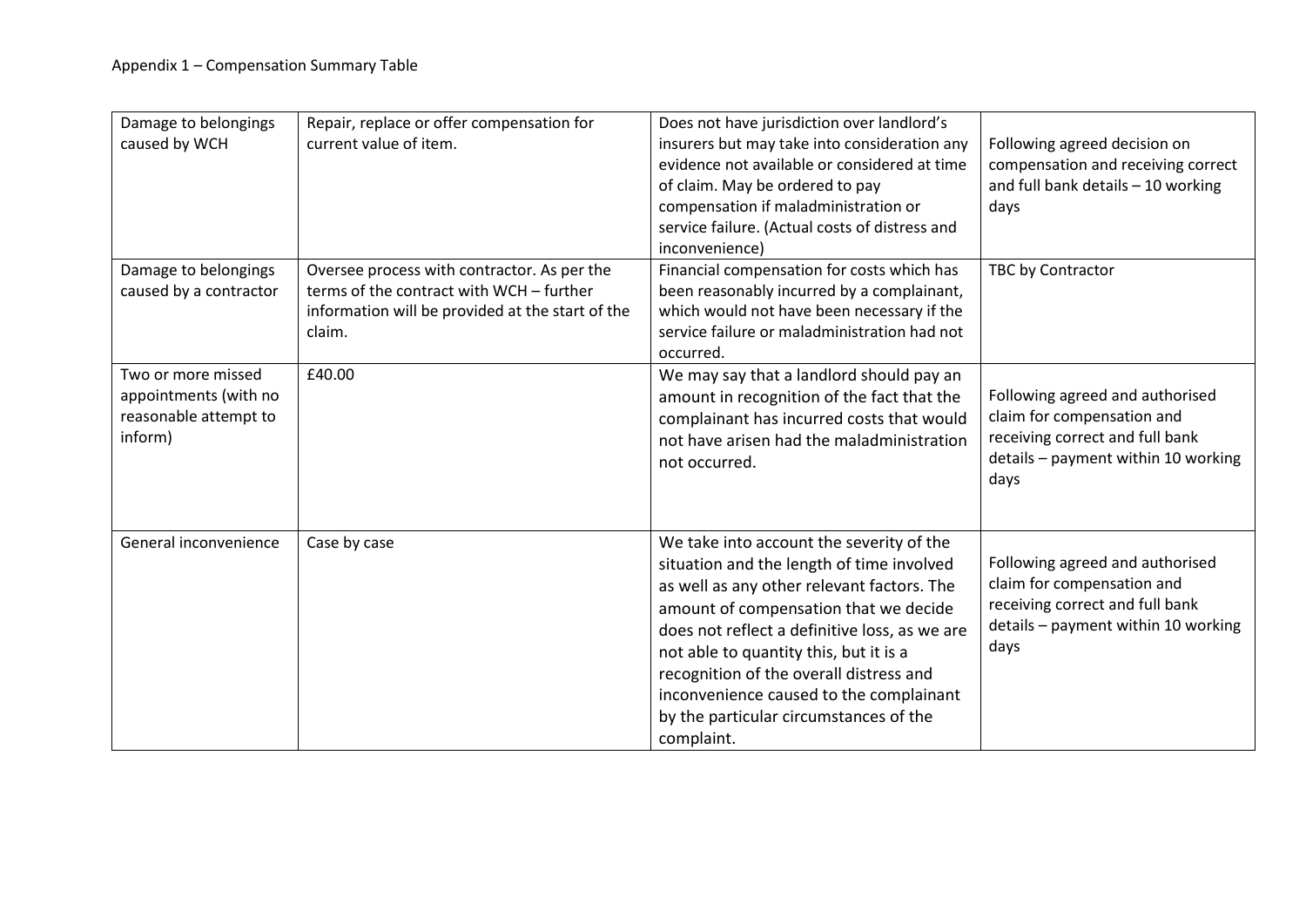Appendix 1 – Compensation Summary Table

| | | | |
|---|---|---|---|
| Damage to belongings caused by WCH | Repair, replace or offer compensation for current value of item. | Does not have jurisdiction over landlord's insurers but may take into consideration any evidence not available or considered at time of claim. May be ordered to pay compensation if maladministration or service failure. (Actual costs of distress and inconvenience) | Following agreed decision on compensation and receiving correct and full bank details – 10 working days |
| Damage to belongings caused by a contractor | Oversee process with contractor. As per the terms of the contract with WCH – further information will be provided at the start of the claim. | Financial compensation for costs which has been reasonably incurred by a complainant, which would not have been necessary if the service failure or maladministration had not occurred. | TBC by Contractor |
| Two or more missed appointments (with no reasonable attempt to inform) | £40.00 | We may say that a landlord should pay an amount in recognition of the fact that the complainant has incurred costs that would not have arisen had the maladministration not occurred. | Following agreed and authorised claim for compensation and receiving correct and full bank details – payment within 10 working days |
| General inconvenience | Case by case | We take into account the severity of the situation and the length of time involved as well as any other relevant factors. The amount of compensation that we decide does not reflect a definitive loss, as we are not able to quantity this, but it is a recognition of the overall distress and inconvenience caused to the complainant by the particular circumstances of the complaint. | Following agreed and authorised claim for compensation and receiving correct and full bank details – payment within 10 working days |